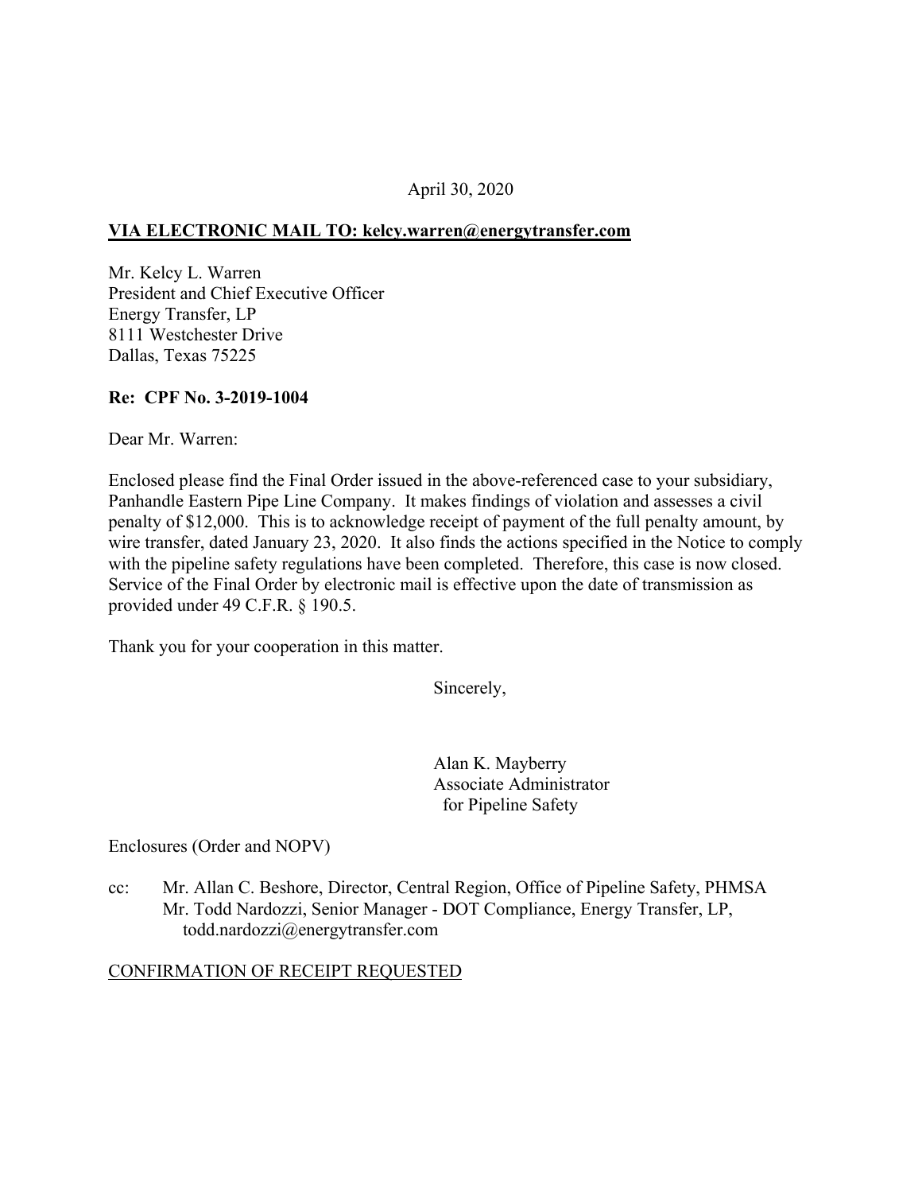April 30, 2020

**VIA ELECTRONIC MAIL TO: kelcy.warren@energytransfer.com**

Mr. Kelcy L. Warren
President and Chief Executive Officer
Energy Transfer, LP
8111 Westchester Drive
Dallas, Texas 75225

**Re: CPF No. 3-2019-1004**

Dear Mr. Warren:

Enclosed please find the Final Order issued in the above-referenced case to your subsidiary, Panhandle Eastern Pipe Line Company. It makes findings of violation and assesses a civil penalty of $12,000. This is to acknowledge receipt of payment of the full penalty amount, by wire transfer, dated January 23, 2020. It also finds the actions specified in the Notice to comply with the pipeline safety regulations have been completed. Therefore, this case is now closed. Service of the Final Order by electronic mail is effective upon the date of transmission as provided under 49 C.F.R. § 190.5.

Thank you for your cooperation in this matter.

Sincerely,

Alan K. Mayberry
Associate Administrator
for Pipeline Safety

Enclosures (Order and NOPV)

cc: Mr. Allan C. Beshore, Director, Central Region, Office of Pipeline Safety, PHMSA
Mr. Todd Nardozzi, Senior Manager - DOT Compliance, Energy Transfer, LP, todd.nardozzi@energytransfer.com

CONFIRMATION OF RECEIPT REQUESTED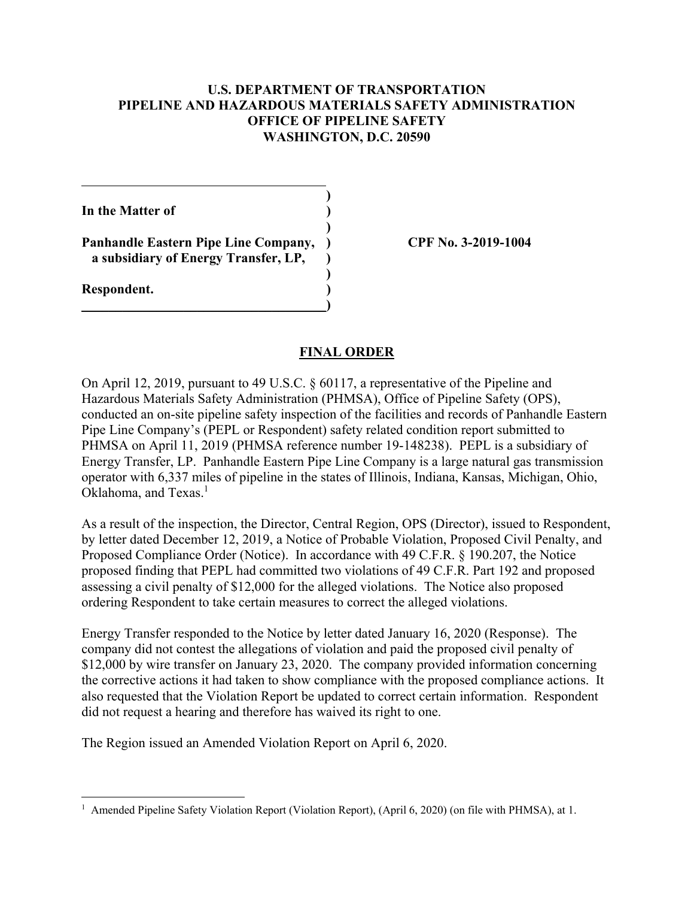**U.S. DEPARTMENT OF TRANSPORTATION**
**PIPELINE AND HAZARDOUS MATERIALS SAFETY ADMINISTRATION**
**OFFICE OF PIPELINE SAFETY**
**WASHINGTON, D.C. 20590**

| | | |
|---|---|---|
| **In the Matter of** | ) | |
| | ) | |
| **Panhandle Eastern Pipe Line Company, a subsidiary of Energy Transfer, LP,** | ) | **CPF No. 3-2019-1004** |
| | ) | |
| **Respondent.** | ) | |

## FINAL ORDER

On April 12, 2019, pursuant to 49 U.S.C. § 60117, a representative of the Pipeline and Hazardous Materials Safety Administration (PHMSA), Office of Pipeline Safety (OPS), conducted an on-site pipeline safety inspection of the facilities and records of Panhandle Eastern Pipe Line Company's (PEPL or Respondent) safety related condition report submitted to PHMSA on April 11, 2019 (PHMSA reference number 19-148238). PEPL is a subsidiary of Energy Transfer, LP. Panhandle Eastern Pipe Line Company is a large natural gas transmission operator with 6,337 miles of pipeline in the states of Illinois, Indiana, Kansas, Michigan, Ohio, Oklahoma, and Texas.[1]

As a result of the inspection, the Director, Central Region, OPS (Director), issued to Respondent, by letter dated December 12, 2019, a Notice of Probable Violation, Proposed Civil Penalty, and Proposed Compliance Order (Notice). In accordance with 49 C.F.R. § 190.207, the Notice proposed finding that PEPL had committed two violations of 49 C.F.R. Part 192 and proposed assessing a civil penalty of $12,000 for the alleged violations. The Notice also proposed ordering Respondent to take certain measures to correct the alleged violations.

Energy Transfer responded to the Notice by letter dated January 16, 2020 (Response). The company did not contest the allegations of violation and paid the proposed civil penalty of $12,000 by wire transfer on January 23, 2020. The company provided information concerning the corrective actions it had taken to show compliance with the proposed compliance actions. It also requested that the Violation Report be updated to correct certain information. Respondent did not request a hearing and therefore has waived its right to one.

The Region issued an Amended Violation Report on April 6, 2020.

---

[1] Amended Pipeline Safety Violation Report (Violation Report), (April 6, 2020) (on file with PHMSA), at 1.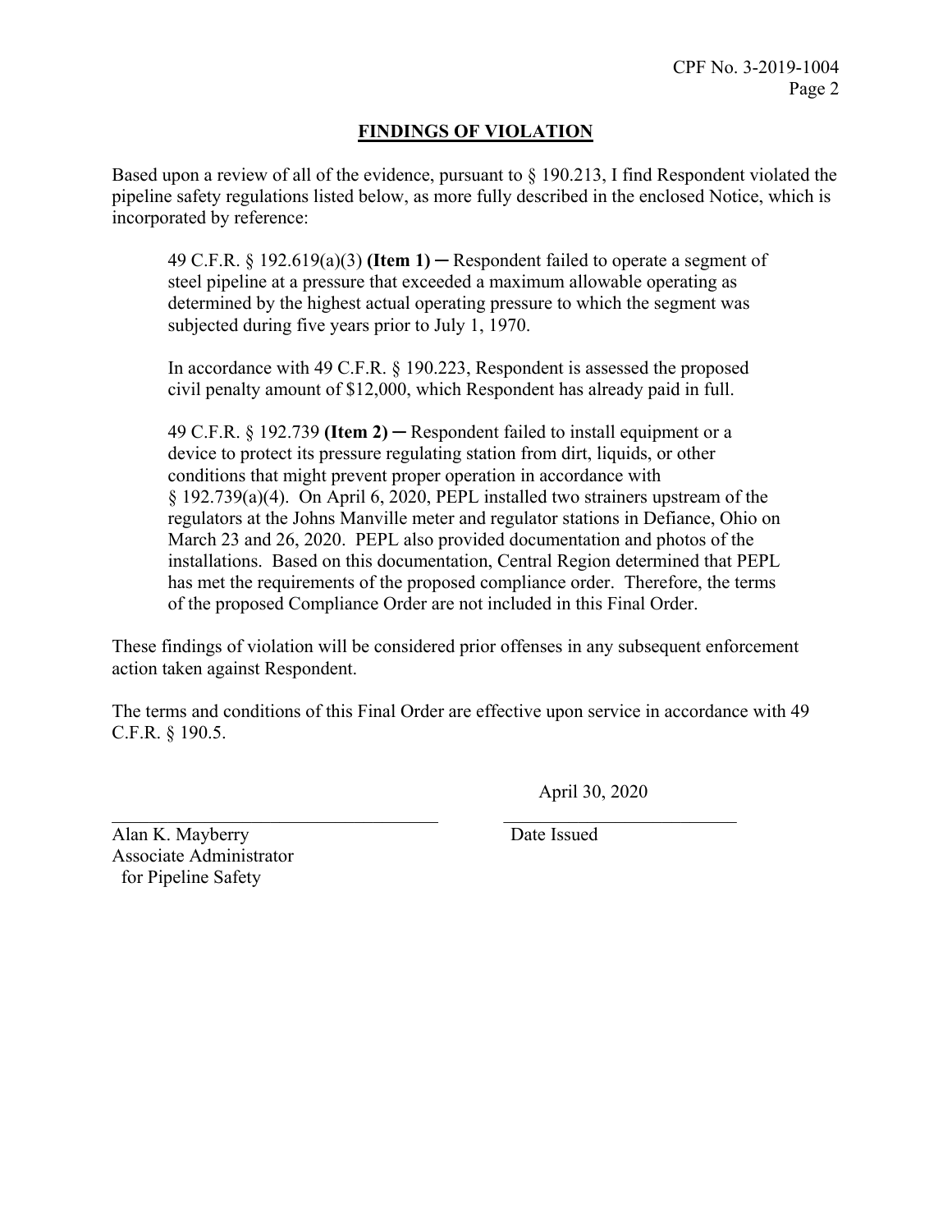## FINDINGS OF VIOLATION

Based upon a review of all of the evidence, pursuant to § 190.213, I find Respondent violated the pipeline safety regulations listed below, as more fully described in the enclosed Notice, which is incorporated by reference:

> 49 C.F.R. § 192.619(a)(3) **(Item 1)** ─ Respondent failed to operate a segment of steel pipeline at a pressure that exceeded a maximum allowable operating as determined by the highest actual operating pressure to which the segment was subjected during five years prior to July 1, 1970.
>
> In accordance with 49 C.F.R. § 190.223, Respondent is assessed the proposed civil penalty amount of $12,000, which Respondent has already paid in full.
>
> 49 C.F.R. § 192.739 **(Item 2)** ─ Respondent failed to install equipment or a device to protect its pressure regulating station from dirt, liquids, or other conditions that might prevent proper operation in accordance with § 192.739(a)(4). On April 6, 2020, PEPL installed two strainers upstream of the regulators at the Johns Manville meter and regulator stations in Defiance, Ohio on March 23 and 26, 2020. PEPL also provided documentation and photos of the installations. Based on this documentation, Central Region determined that PEPL has met the requirements of the proposed compliance order. Therefore, the terms of the proposed Compliance Order are not included in this Final Order.

These findings of violation will be considered prior offenses in any subsequent enforcement action taken against Respondent.

The terms and conditions of this Final Order are effective upon service in accordance with 49 C.F.R. § 190.5.

April 30, 2020

Alan K. Mayberry
Associate Administrator
for Pipeline Safety

Date Issued